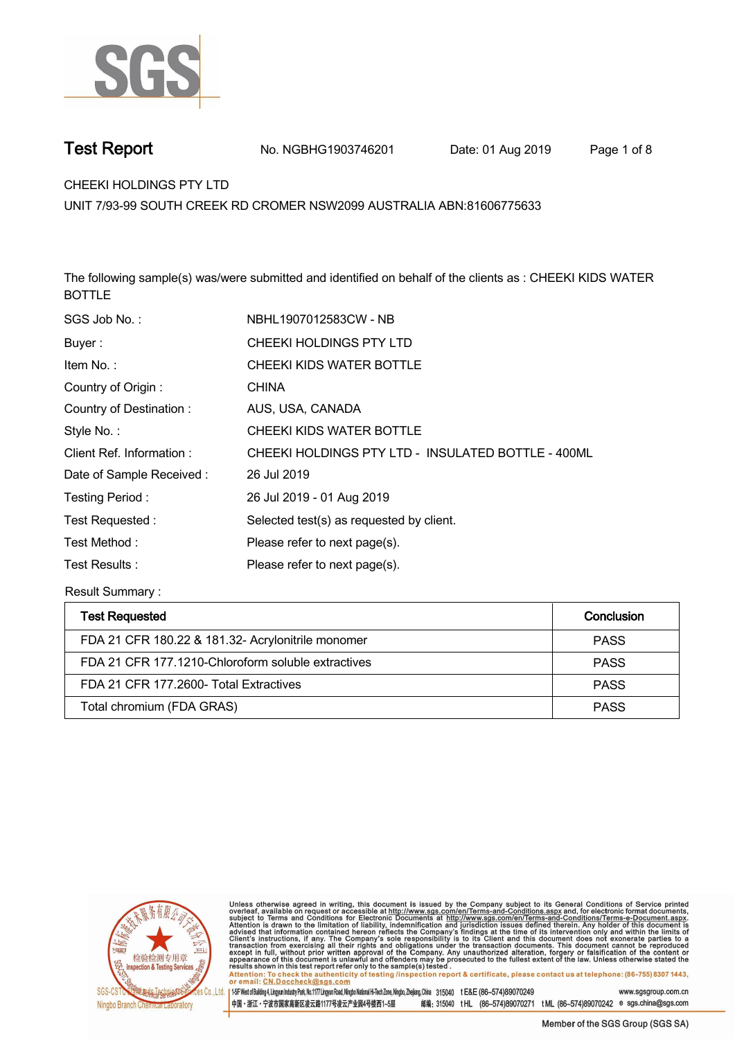# Test Report

No. NGBHG1903746201 Date: 01 Aug 2019

CHEEKI HOLDINGS PTY LTD

UNIT 7/93-99 SOUTH CREEK RD CROMER NSW2099 AUSTRALIA ABN:81606775633

The following sample(s) was/were submitted and identified on behalf of the clients as : CHEEKI KIDS WATER BOTTLE

| | |
|---|---|
| SGS Job No. : | NBHL1907012583CW - NB |
| Buyer : | CHEEKI HOLDINGS PTY LTD |
| Item No. : | CHEEKI KIDS WATER BOTTLE |
| Country of Origin : | CHINA |
| Country of Destination : | AUS, USA, CANADA |
| Style No. : | CHEEKI KIDS WATER BOTTLE |
| Client Ref. Information : | CHEEKI HOLDINGS PTY LTD - INSULATED BOTTLE - 400ML |
| Date of Sample Received : | 26 Jul 2019 |
| Testing Period : | 26 Jul 2019 - 01 Aug 2019 |
| Test Requested : | Selected test(s) as requested by client. |
| Test Method : | Please refer to next page(s). |
| Test Results : | Please refer to next page(s). |

Result Summary :

| Test Requested | Conclusion |
|---|---|
| FDA 21 CFR 180.22 & 181.32- Acrylonitrile monomer | PASS |
| FDA 21 CFR 177.1210-Chloroform soluble extractives | PASS |
| FDA 21 CFR 177.2600- Total Extractives | PASS |
| Total chromium (FDA GRAS) | PASS |

Unless otherwise agreed in writing, this document is issued by the Company subject to its General Conditions of Service printed overleaf, available on request or accessible at http://www.sgs.com/en/Terms-and-Conditions.aspx and, for electronic format documents, subject to Terms and Conditions for Electronic Documents at http://www.sgs.com/en/Terms-and-Conditions/Terms-e-Document.aspx. Attention is drawn to the limitation of liability, indemnification and jurisdiction issues defined therein. Any holder of this document is advised that information contained hereon reflects the Company's findings at the time of its intervention only and within the limits of Client's instructions, if any. The Company's sole responsibility is to its Client and this document does not exonerate parties to a transaction from exercising all their rights and obligations under the transaction documents. This document cannot be reproduced except in full, without prior written approval of the Company. Any unauthorized alteration, forgery or falsification of the content or appearance of this document is unlawful and offenders may be prosecuted to the fullest extent of the law. Unless otherwise stated the results shown in this test report refer only to the sample(s) tested .
Attention: To check the authenticity of testing /inspection report & certificate, please contact us at telephone: (86-755) 8307 1443, or email: CN.Doccheck@sgs.com

SGS-CSTC Standards Technical Services Co., Ltd. Ningbo Branch Chemical Laboratory

1-5F West of Building 4, Lingyun Industry Park, No.1177 Lingyun Road, Ningbo National Hi-Tech Zone, Ningbo, Zhejiang, China 315040 t E&E (86–574)89070249 www.sgsgroup.com.cn

中国・浙江・宁波市国家高新区凌云路1177号凌云产业园4号楼西1-5层 邮编: 315040 t HL (86–574)89070271 t ML (86–574)89070242 e sgs.china@sgs.com

Member of the SGS Group (SGS SA)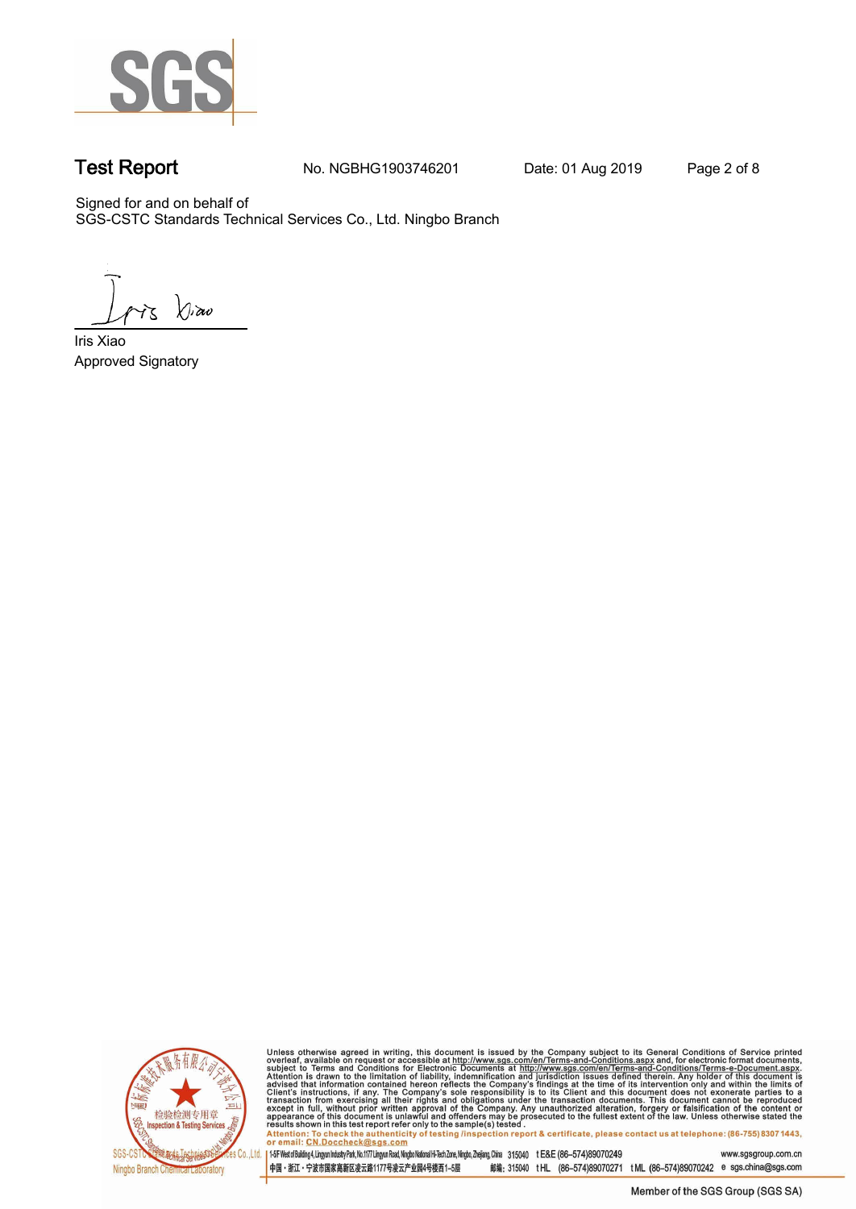**Test Report** No. NGBHG1903746201 Date: 01 Aug 2019

Signed for and on behalf of
SGS-CSTC Standards Technical Services Co., Ltd. Ningbo Branch

Iris Xiao
Approved Signatory

Unless otherwise agreed in writing, this document is issued by the Company subject to its General Conditions of Service printed overleaf, available on request or accessible at http://www.sgs.com/en/Terms-and-Conditions.aspx and, for electronic format documents, subject to Terms and Conditions for Electronic Documents at http://www.sgs.com/en/Terms-and-Conditions/Terms-e-Document.aspx. Attention is drawn to the limitation of liability, indemnification and jurisdiction issues defined therein. Any holder of this document is advised that information contained hereon reflects the Company's findings at the time of its intervention only and within the limits of Client's instructions, if any. The Company's sole responsibility is to its Client and this document does not exonerate parties to a transaction from exercising all their rights and obligations under the transaction documents. This document cannot be reproduced except in full, without prior written approval of the Company. Any unauthorized alteration, forgery or falsification of the content or appearance of this document is unlawful and offenders may be prosecuted to the fullest extent of the law. Unless otherwise stated the results shown in this test report refer only to the sample(s) tested .
Attention: To check the authenticity of testing /inspection report & certificate, please contact us at telephone: (86-755) 8307 1443, or email: CN.Doccheck@sgs.com

1-5F West of Building 4, Lingyun Industry Park, No.1177 Lingyun Road, Ningbo National Hi-Tech Zone, Ningbo, Zhejiang, China 315040 t E&E (86-574)89070249 www.sgsgroup.com.cn
中国・浙江・宁波市国家高新区凌云路1177号凌云产业园4号楼西1-5层 邮编: 315040 t HL (86-574)89070271 t ML (86-574)89070242 e sgs.china@sgs.com

Member of the SGS Group (SGS SA)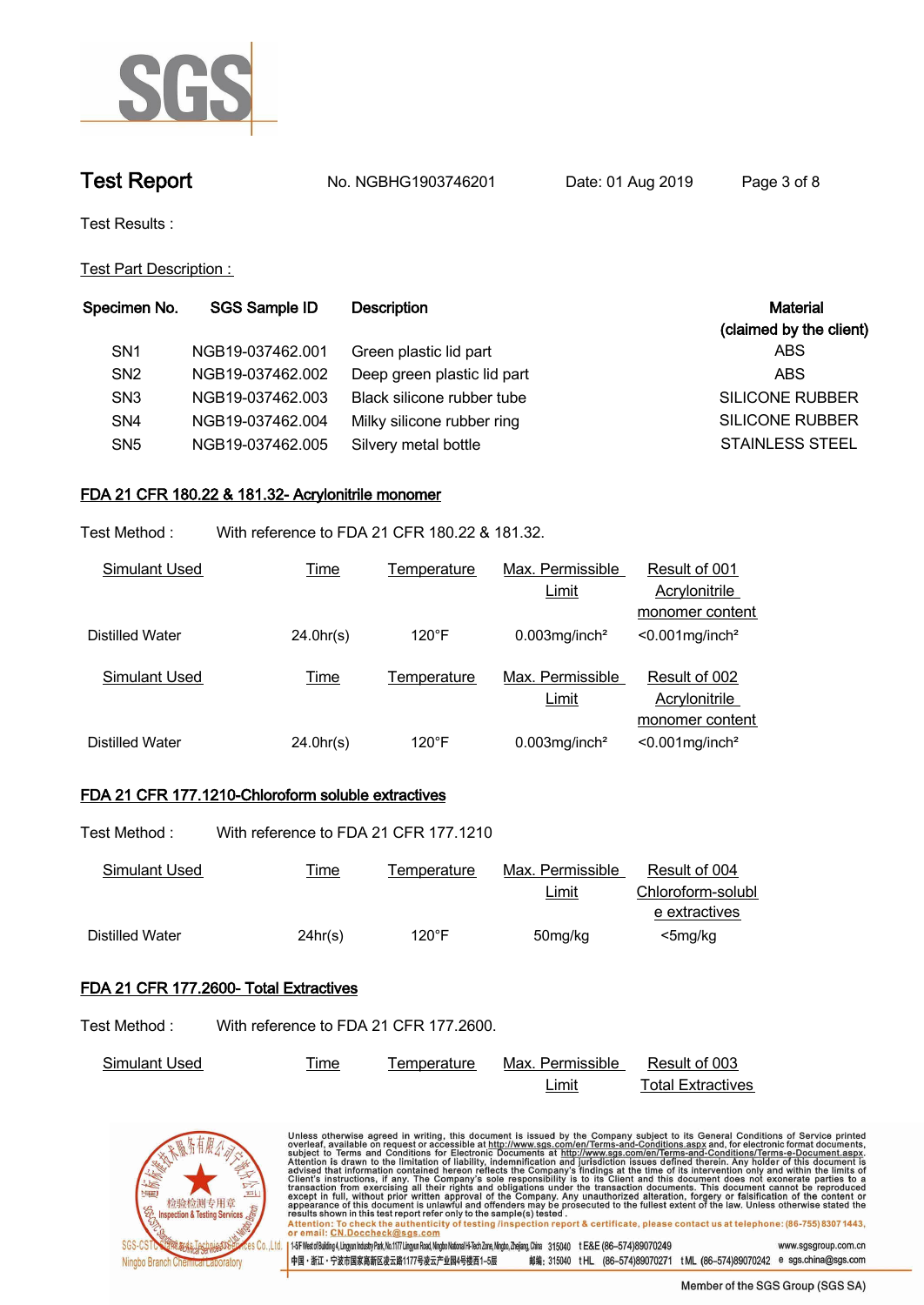# Test Report

No. NGBHG1903746201    Date: 01 Aug 2019

Test Results :

Test Part Description :

| Specimen No. | SGS Sample ID | Description | Material (claimed by the client) |
|---|---|---|---|
| SN1 | NGB19-037462.001 | Green plastic lid part | ABS |
| SN2 | NGB19-037462.002 | Deep green plastic lid part | ABS |
| SN3 | NGB19-037462.003 | Black silicone rubber tube | SILICONE RUBBER |
| SN4 | NGB19-037462.004 | Milky silicone rubber ring | SILICONE RUBBER |
| SN5 | NGB19-037462.005 | Silvery metal bottle | STAINLESS STEEL |

## FDA 21 CFR 180.22 & 181.32- Acrylonitrile monomer

Test Method : With reference to FDA 21 CFR 180.22 & 181.32.

| Simulant Used | Time | Temperature | Max. Permissible Limit | Result of 001 Acrylonitrile monomer content |
|---|---|---|---|---|
| Distilled Water | 24.0hr(s) | 120°F | 0.003mg/inch² | <0.001mg/inch² |

| Simulant Used | Time | Temperature | Max. Permissible Limit | Result of 002 Acrylonitrile monomer content |
|---|---|---|---|---|
| Distilled Water | 24.0hr(s) | 120°F | 0.003mg/inch² | <0.001mg/inch² |

## FDA 21 CFR 177.1210-Chloroform soluble extractives

Test Method : With reference to FDA 21 CFR 177.1210

| Simulant Used | Time | Temperature | Max. Permissible Limit | Result of 004 Chloroform-soluble extractives |
|---|---|---|---|---|
| Distilled Water | 24hr(s) | 120°F | 50mg/kg | <5mg/kg |

## FDA 21 CFR 177.2600- Total Extractives

Test Method : With reference to FDA 21 CFR 177.2600.

| Simulant Used | Time | Temperature | Max. Permissible Limit | Result of 003 Total Extractives |
|---|---|---|---|---|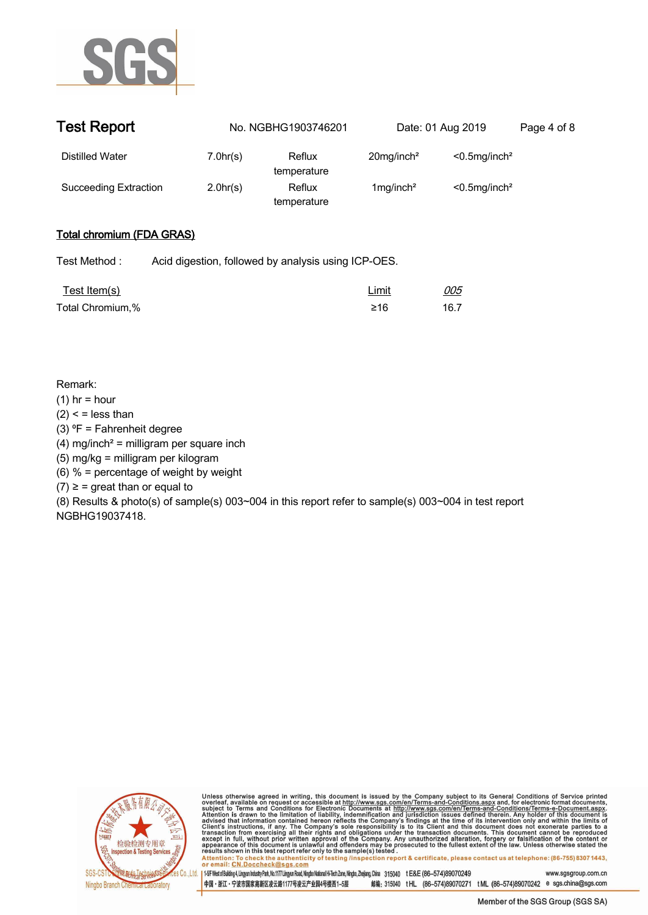| Distilled Water | 7.0hr(s) | Reflux temperature | 20mg/inch² | <0.5mg/inch² |
|---|---|---|---|---|
| Succeeding Extraction | 2.0hr(s) | Reflux temperature | 1mg/inch² | <0.5mg/inch² |

## Total chromium (FDA GRAS)

Test Method : Acid digestion, followed by analysis using ICP-OES.

| Test Item(s) | Limit | *005* |
|---|---|---|
| Total Chromium,% | ≥16 | 16.7 |

Remark:
(1) hr = hour
(2) < = less than
(3) ºF = Fahrenheit degree
(4) mg/inch² = milligram per square inch
(5) mg/kg = milligram per kilogram
(6) % = percentage of weight by weight
(7) ≥ = great than or equal to
(8) Results & photo(s) of sample(s) 003~004 in this report refer to sample(s) 003~004 in test report NGBHG19037418.

Unless otherwise agreed in writing, this document is issued by the Company subject to its General Conditions of Service printed overleaf, available on request or accessible at http://www.sgs.com/en/Terms-and-Conditions.aspx and, for electronic format documents, subject to Terms and Conditions for Electronic Documents at http://www.sgs.com/en/Terms-and-Conditions/Terms-e-Document.aspx. Attention is drawn to the limitation of liability, indemnification and jurisdiction issues defined therein. Any holder of this document is advised that information contained hereon reflects the Company's findings at the time of its intervention only and within the limits of Client's instructions, if any. The Company's sole responsibility is to its Client and this document does not exonerate parties to a transaction from exercising all their rights and obligations under the transaction documents. This document cannot be reproduced except in full, without prior written approval of the Company. Any unauthorized alteration, forgery or falsification of the content or appearance of this document is unlawful and offenders may be prosecuted to the fullest extent of the law. Unless otherwise stated the results shown in this test report refer only to the sample(s) tested .
Attention: To check the authenticity of testing /inspection report & certificate, please contact us at telephone: (86-755) 8307 1443, or email: CN.Doccheck@sgs.com

SGS-CSTC Standards Technical Services Co.,Ltd. Ningbo Branch Chemical Laboratory

1-5F West of Building 4, Lingyun Industry Park, No.1177 Lingyun Road, Ningbo National Hi-Tech Zone, Ningbo, Zhejiang, China 315040 t E&E (86-574)89070249 www.sgsgroup.com.cn
中国・浙江・宁波市国家高新区凌云路1177号凌云产业园4号楼西1~5层 邮编: 315040 t HL (86-574)89070271 t ML (86-574)89070242 e sgs.china@sgs.com

Member of the SGS Group (SGS SA)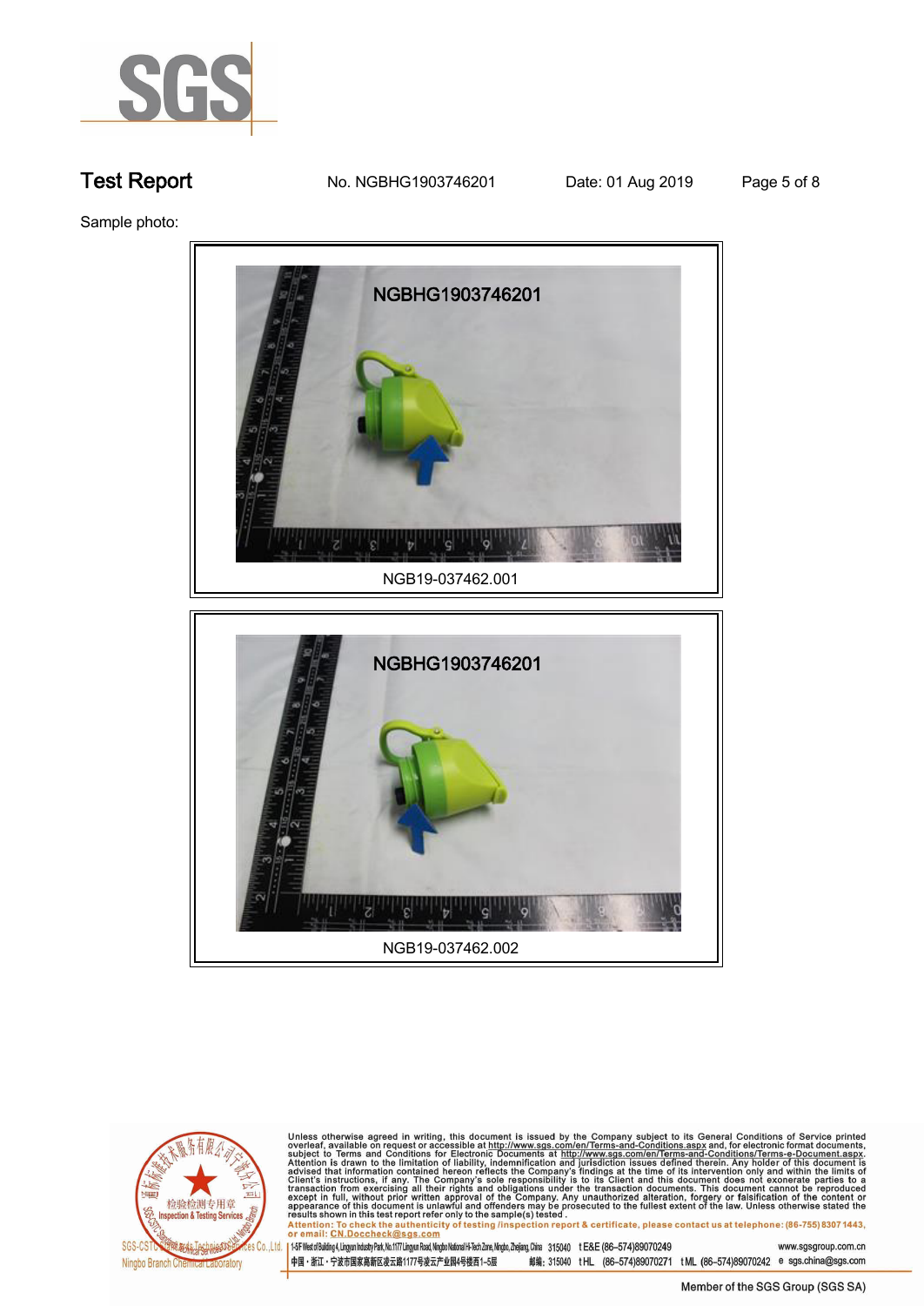# Test Report

No. NGBHG1903746201 Date: 01 Aug 2019

Sample photo:

NGBHG1903746201

NGB19-037462.001

NGBHG1903746201

NGB19-037462.002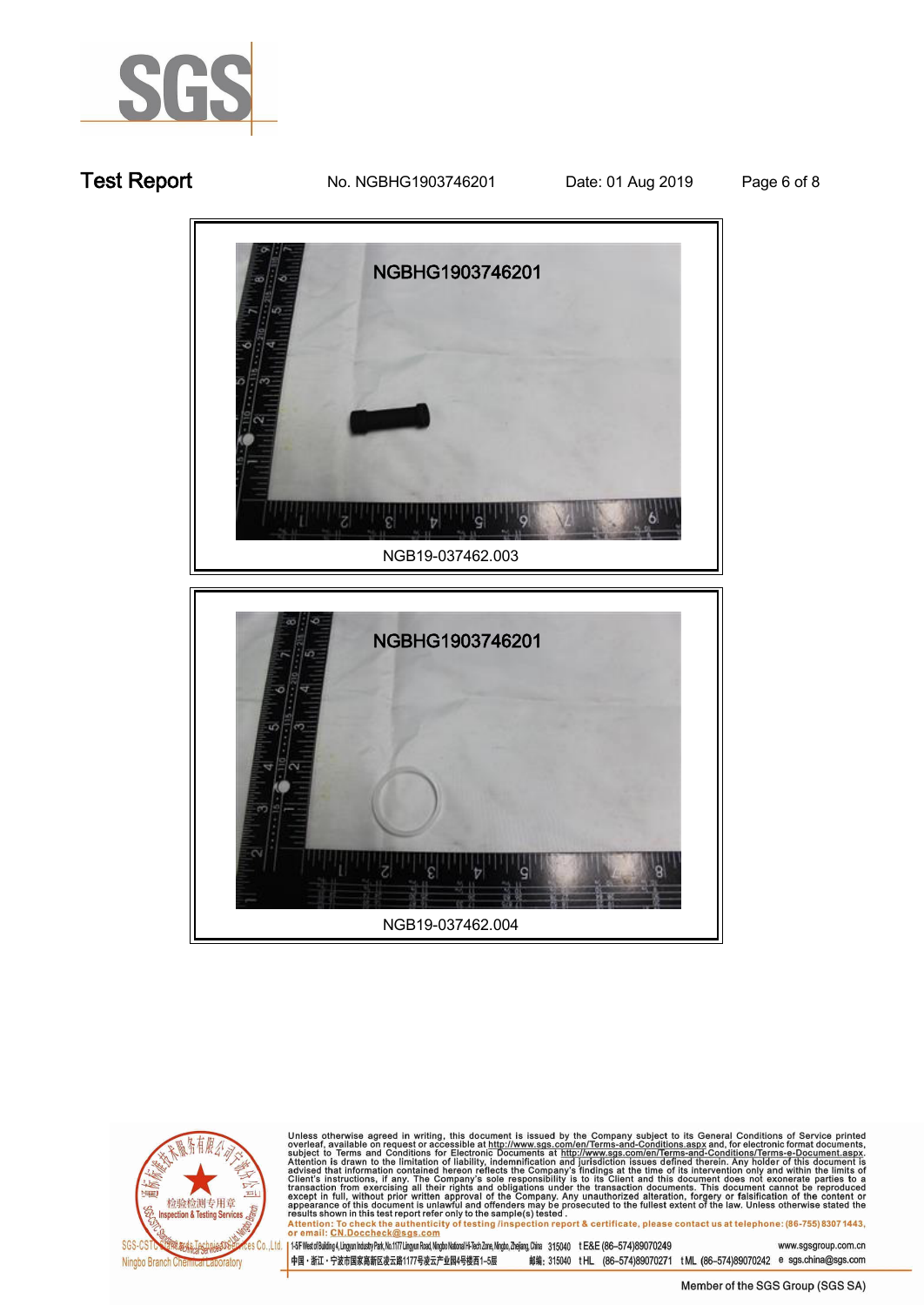**Test Report** No. NGBHG1903746201 Date: 01 Aug 2019

NGB19-037462.003

NGB19-037462.004

Unless otherwise agreed in writing, this document is issued by the Company subject to its General Conditions of Service printed overleaf, available on request or accessible at http://www.sgs.com/en/Terms-and-Conditions.aspx and, for electronic format documents, subject to Terms and Conditions for Electronic Documents at http://www.sgs.com/en/Terms-and-Conditions/Terms-e-Document.aspx. Attention is drawn to the limitation of liability, indemnification and jurisdiction issues defined therein. Any holder of this document is advised that information contained hereon reflects the Company's findings at the time of its intervention only and within the limits of Client's instructions, if any. The Company's sole responsibility is to its Client and this document does not exonerate parties to a transaction from exercising all their rights and obligations under the transaction documents. This document cannot be reproduced except in full, without prior written approval of the Company. Any unauthorized alteration, forgery or falsification of the content or appearance of this document is unlawful and offenders may be prosecuted to the fullest extent of the law. Unless otherwise stated the results shown in this test report refer only to the sample(s) tested .

Attention: To check the authenticity of testing /inspection report & certificate, please contact us at telephone: (86-755) 8307 1443, or email: CN.Doccheck@sgs.com

SGS-CSTC Standards Technical Services Co.,Ltd. Ningbo Branch Chemical Laboratory

1-5F West of Building 4, Lingyun Industry Park, No.1177 Lingyun Road, Ningbo National Hi-Tech Zone, Ningbo, Zhejiang, China 315040 t E&E (86–574)89070249 www.sgsgroup.com.cn

中国・浙江・宁波市国家高新区凌云路1177号凌云产业园4号楼西1–5层 邮编: 315040 t HL (86–574)89070271 t ML (86–574)89070242 e sgs.china@sgs.com

Member of the SGS Group (SGS SA)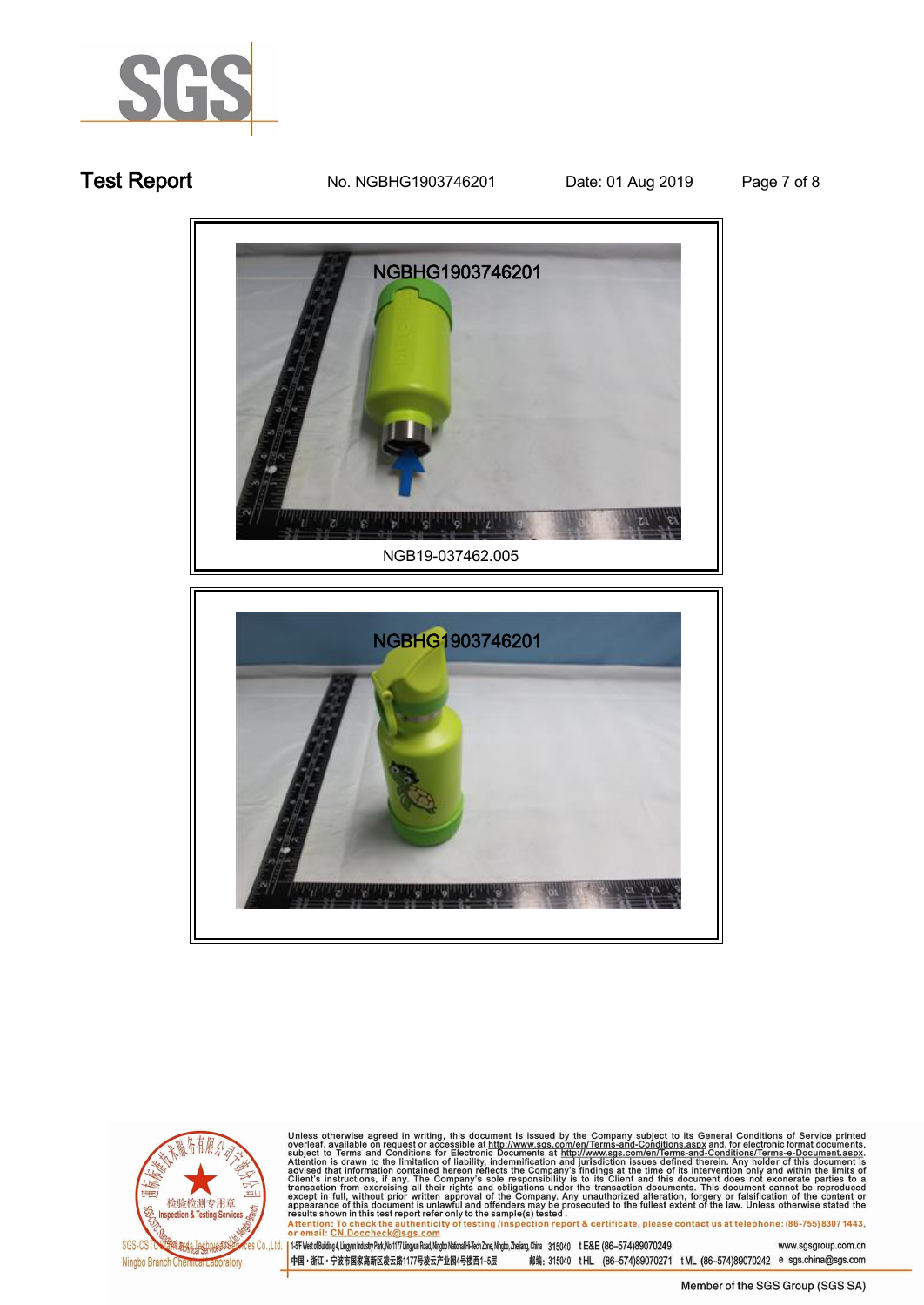NGB19-037462.005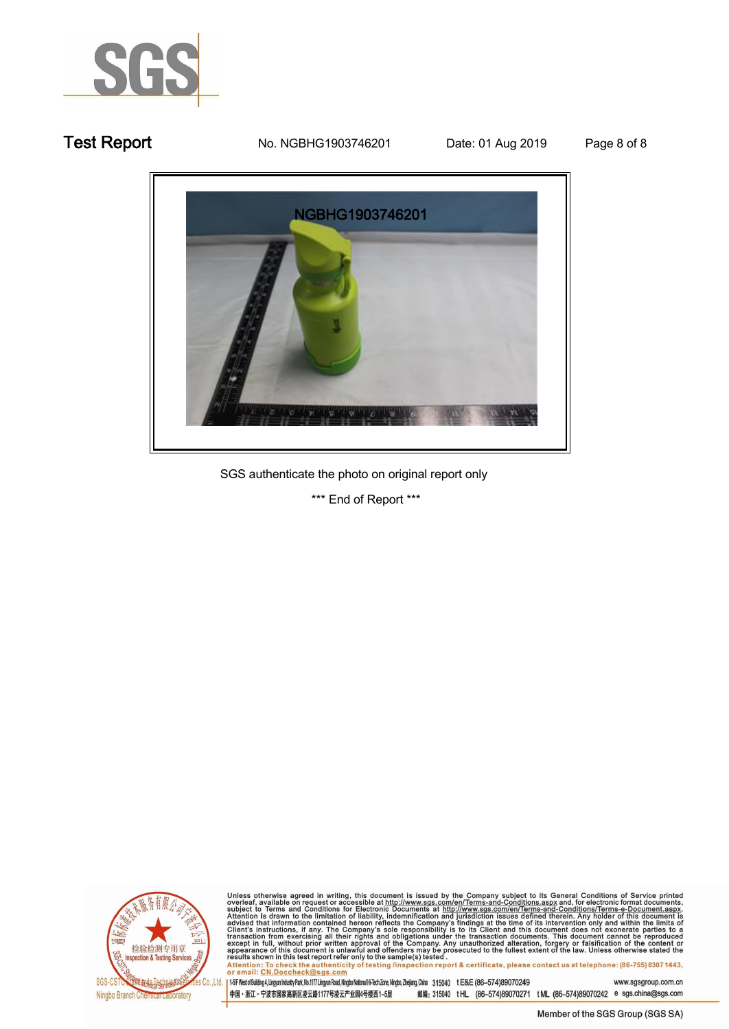# Test Report

No. NGBHG1903746201 Date: 01 Aug 2019

NGBHG1903746201

SGS authenticate the photo on original report only

*** End of Report ***

Unless otherwise agreed in writing, this document is issued by the Company subject to its General Conditions of Service printed overleaf, available on request or accessible at http://www.sgs.com/en/Terms-and-Conditions.aspx and, for electronic format documents, subject to Terms and Conditions for Electronic Documents at http://www.sgs.com/en/Terms-and-Conditions/Terms-e-Document.aspx. Attention is drawn to the limitation of liability, indemnification and jurisdiction issues defined therein. Any holder of this document is advised that information contained hereon reflects the Company's findings at the time of its intervention only and within the limits of Client's instructions, if any. The Company's sole responsibility is to its Client and this document does not exonerate parties to a transaction from exercising all their rights and obligations under the transaction documents. This document cannot be reproduced except in full, without prior written approval of the Company. Any unauthorized alteration, forgery or falsification of the content or appearance of this document is unlawful and offenders may be prosecuted to the fullest extent of the law. Unless otherwise stated the results shown in this test report refer only to the sample(s) tested .

Attention: To check the authenticity of testing /inspection report & certificate, please contact us at telephone: (86-755) 8307 1443, or email: CN.Doccheck@sgs.com

SGS-CSTC Standards Technical Services Co., Ltd. Ningbo Branch Chemical Laboratory

1-5F West of Building 4, Lingyun Industry Park, No.1177 Lingyun Road, Ningbo National Hi-Tech Zone, Ningbo, Zhejiang, China 315040 t E&E (86–574)89070249 www.sgsgroup.com.cn

中国・浙江・宁波市国家高新区凌云路1177号凌云产业园4号楼西1–5层 邮编: 315040 t HL (86–574)89070271 t ML (86–574)89070242 e sgs.china@sgs.com

Member of the SGS Group (SGS SA)